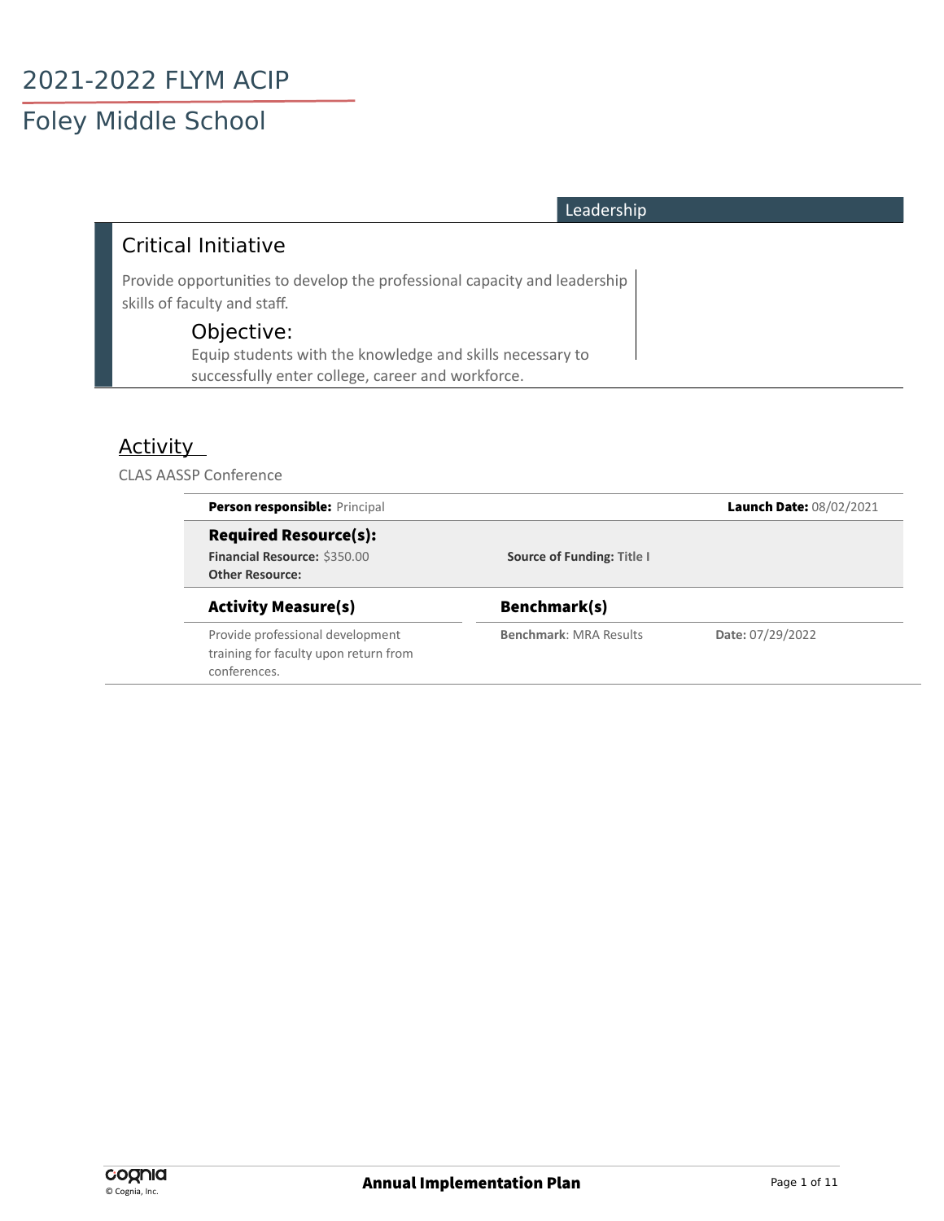# 2021-2022 FLYM ACIP

## Foley Middle School

**Leadership**

### Critical Initiative

Provide opportunities to develop the professional capacity and leadership skills of faculty and staff.

#### Objective:

Equip students with the knowledge and skills necessary to successfully enter college, career and workforce.

### Activity

CLAS AASSP Conference

**Person responsible:** Principal

**Launch Date:** 08/02/2021

**Required Resource(s):**

**Financial Resource:** $350.00

**Source of Funding:** Title I

**Other Resource:**

| Activity Measure(s) | Benchmark(s) | |
| --- | --- | --- |
| Provide professional development training for faculty upon return from conferences. | **Benchmark**: MRA Results | **Date:** 07/29/2022 |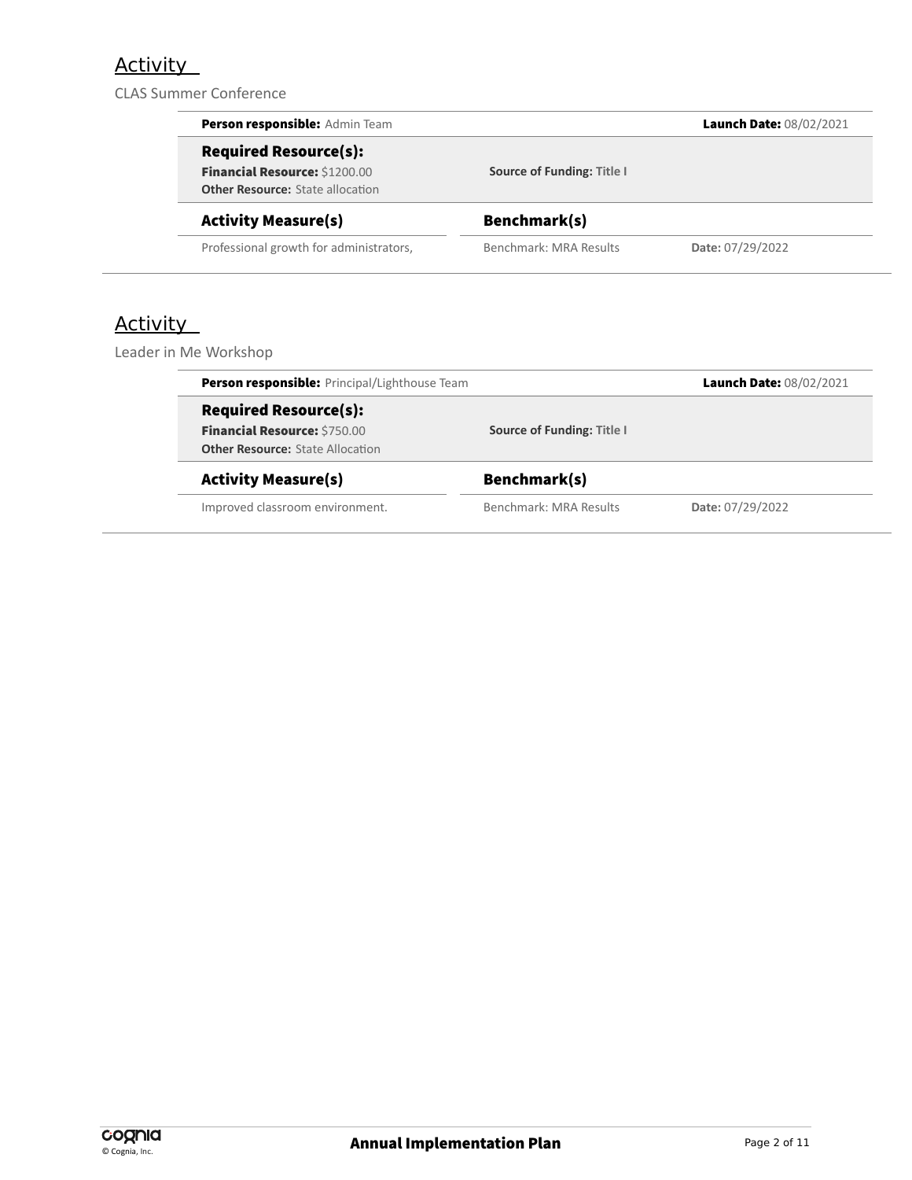## Activity

CLAS Summer Conference

**Person responsible:** Admin Team

**Launch Date:** 08/02/2021

### Required Resource(s):

**Financial Resource:** $1200.00

**Source of Funding:** Title I

**Other Resource:** State allocation

| Activity Measure(s) | Benchmark(s) | |
|---|---|---|
| Professional growth for administrators, | Benchmark: MRA Results | **Date:** 07/29/2022 |

## Activity

Leader in Me Workshop

**Person responsible:** Principal/Lighthouse Team

**Launch Date:** 08/02/2021

### Required Resource(s):

**Financial Resource:** $750.00

**Source of Funding:** Title I

**Other Resource:** State Allocation

| Activity Measure(s) | Benchmark(s) | |
|---|---|---|
| Improved classroom environment. | Benchmark: MRA Results | **Date:** 07/29/2022 |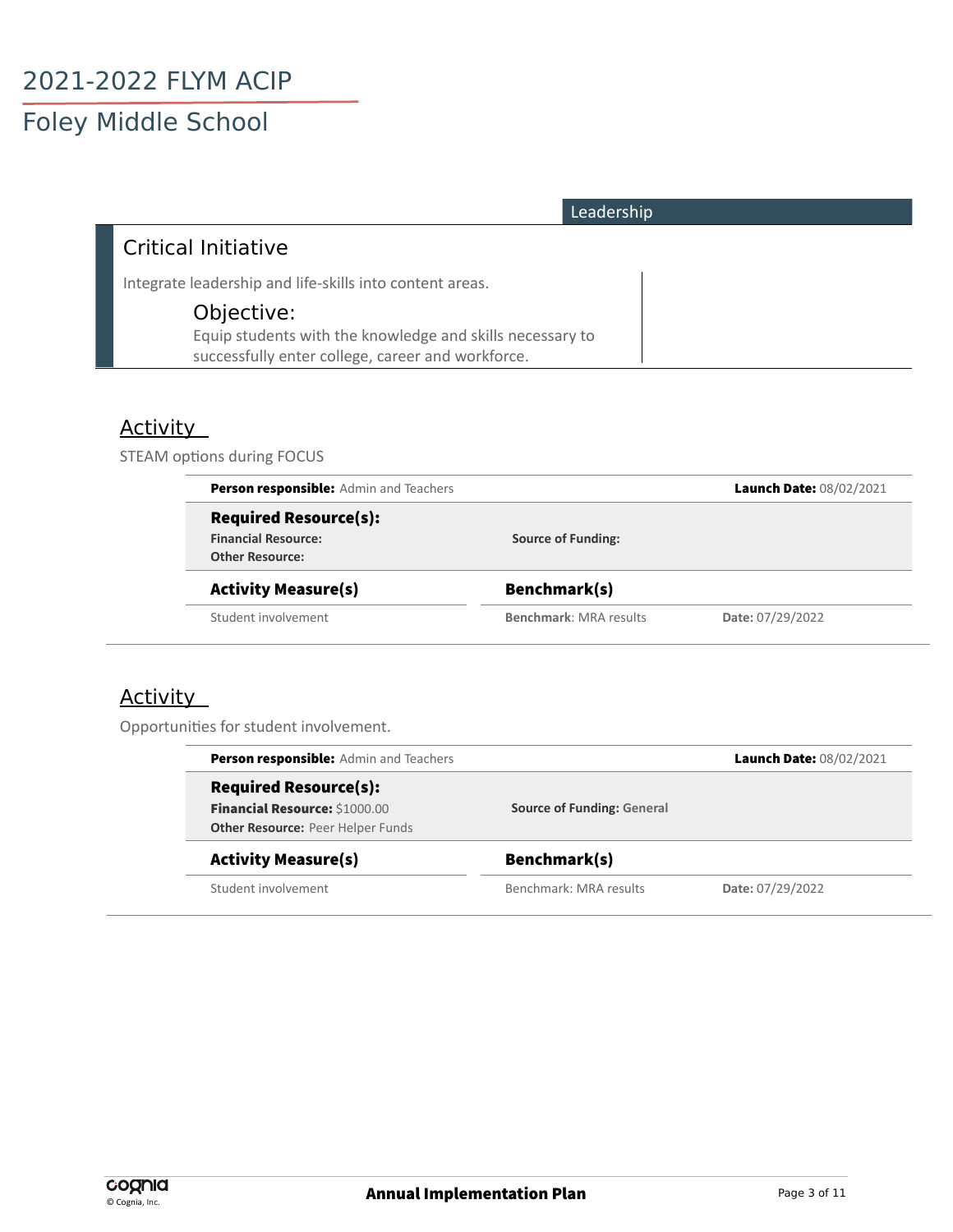# 2021-2022 FLYM ACIP

## Foley Middle School

**Leadership**

### Critical Initiative

Integrate leadership and life-skills into content areas.

#### Objective:

Equip students with the knowledge and skills necessary to successfully enter college, career and workforce.

### Activity

STEAM options during FOCUS

**Person responsible:** Admin and Teachers

**Launch Date:** 08/02/2021

**Required Resource(s):**

**Financial Resource:**

**Source of Funding:**

**Other Resource:**

| Activity Measure(s) | Benchmark(s) | |
|---|---|---|
| Student involvement | **Benchmark**: MRA results | **Date:** 07/29/2022 |

### Activity

Opportunities for student involvement.

**Person responsible:** Admin and Teachers

**Launch Date:** 08/02/2021

**Required Resource(s):**

**Financial Resource:** $1000.00

**Source of Funding:** General

**Other Resource:** Peer Helper Funds

| Activity Measure(s) | Benchmark(s) | |
|---|---|---|
| Student involvement | Benchmark: MRA results | **Date:** 07/29/2022 |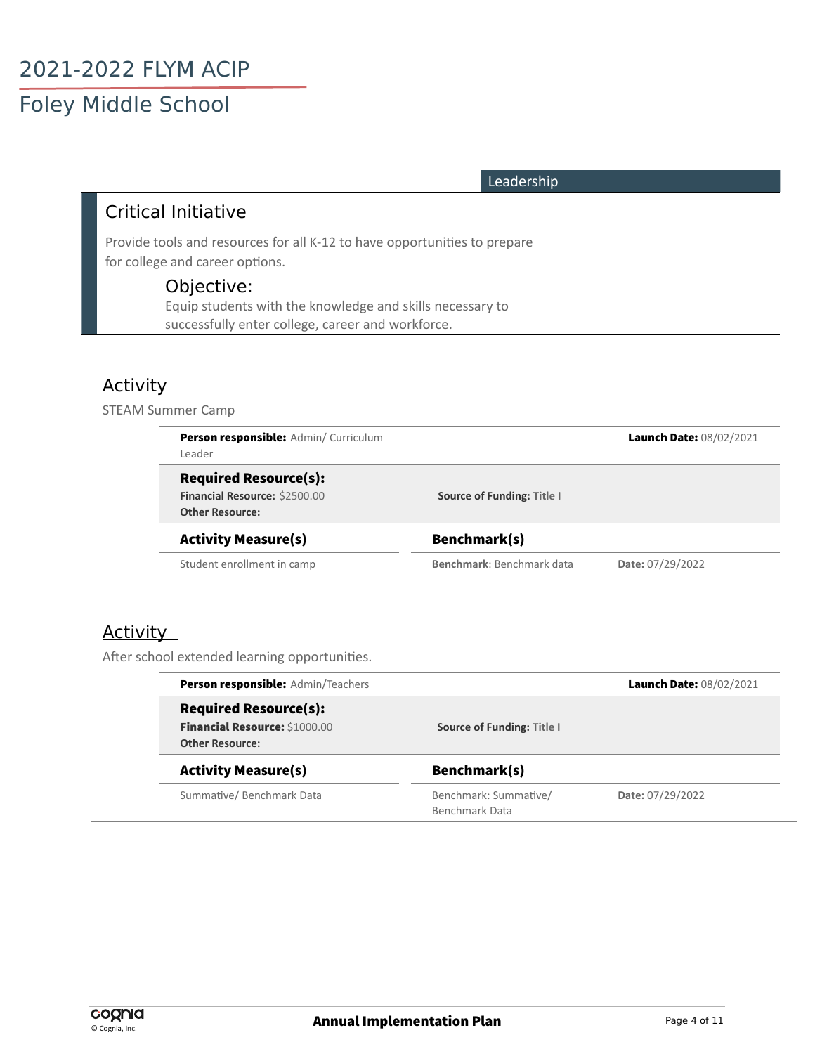# 2021-2022 FLYM ACIP

## Foley Middle School

**Leadership**

### Critical Initiative

Provide tools and resources for all K-12 to have opportunities to prepare for college and career options.

#### Objective:

Equip students with the knowledge and skills necessary to successfully enter college, career and workforce.

### Activity

STEAM Summer Camp

**Person responsible:** Admin/ Curriculum Leader

**Launch Date:** 08/02/2021

**Required Resource(s):**

**Financial Resource:** $2500.00

**Source of Funding:** Title I

**Other Resource:**

| Activity Measure(s) | Benchmark(s) | |
|---|---|---|
| Student enrollment in camp | **Benchmark**: Benchmark data | **Date:** 07/29/2022 |

### Activity

After school extended learning opportunities.

**Person responsible:** Admin/Teachers

**Launch Date:** 08/02/2021

**Required Resource(s):**

**Financial Resource:** $1000.00

**Source of Funding:** Title I

**Other Resource:**

| Activity Measure(s) | Benchmark(s) | |
|---|---|---|
| Summative/ Benchmark Data | Benchmark: Summative/ Benchmark Data | **Date:** 07/29/2022 |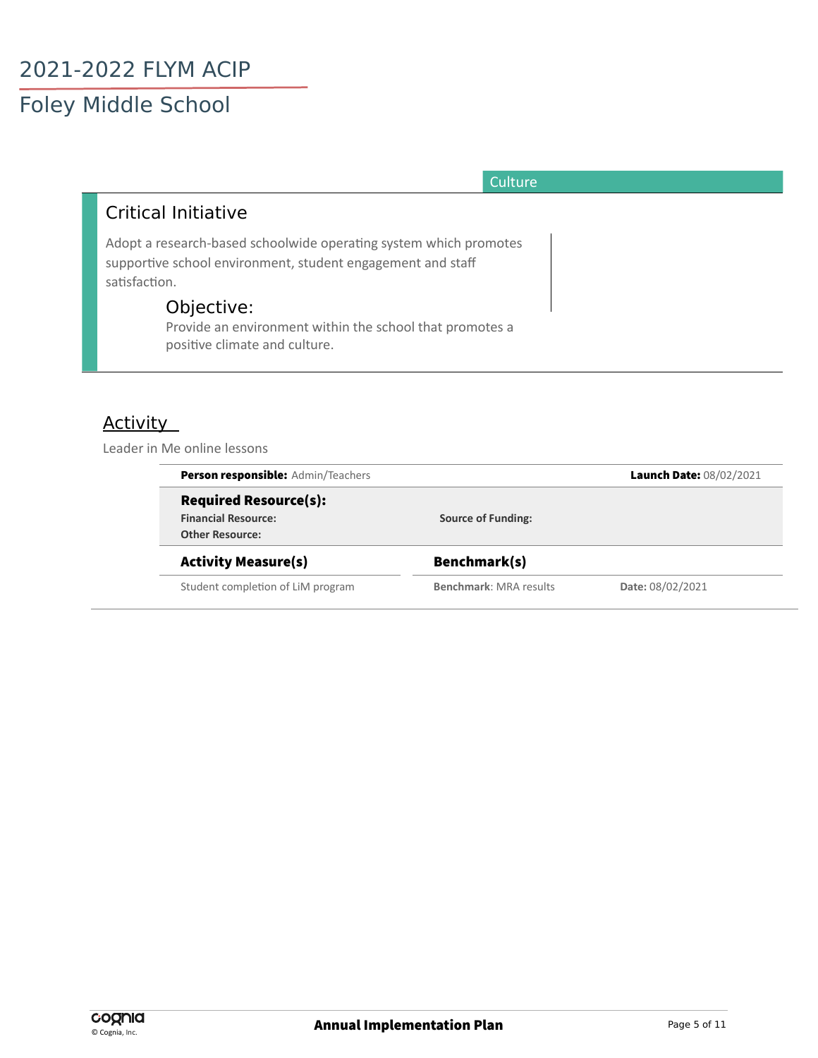Culture

## Critical Initiative

Adopt a research-based schoolwide operating system which promotes supportive school environment, student engagement and staff satisfaction.

### Objective:

Provide an environment within the school that promotes a positive climate and culture.

## Activity

Leader in Me online lessons

**Person responsible:** Admin/Teachers

**Launch Date:** 08/02/2021

**Required Resource(s):**

**Financial Resource:**

**Source of Funding:**

**Other Resource:**

| Activity Measure(s) | Benchmark(s) | |
|---|---|---|
| Student completion of LiM program | **Benchmark**: MRA results | **Date:** 08/02/2021 |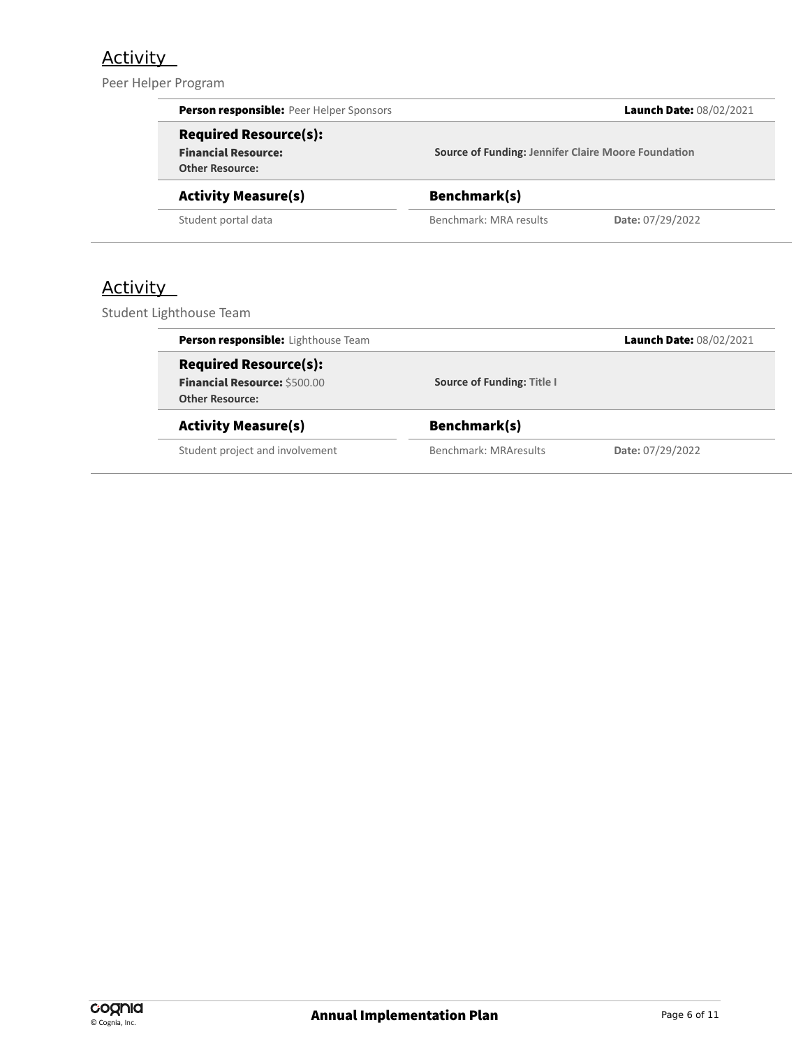## Activity

Peer Helper Program

| **Person responsible:** Peer Helper Sponsors | | **Launch Date:** 08/02/2021 |
|---|---|---|
| **Required Resource(s):** | | |
| **Financial Resource:** | **Source of Funding:** Jennifer Claire Moore Foundation | |
| **Other Resource:** | | |

| Activity Measure(s) | Benchmark(s) | |
|---|---|---|
| Student portal data | Benchmark: MRA results | **Date:** 07/29/2022 |

## Activity

Student Lighthouse Team

| **Person responsible:** Lighthouse Team | | **Launch Date:** 08/02/2021 |
|---|---|---|
| **Required Resource(s):** | | |
| **Financial Resource:** $500.00 | **Source of Funding:** Title I | |
| **Other Resource:** | | |

| Activity Measure(s) | Benchmark(s) | |
|---|---|---|
| Student project and involvement | Benchmark: MRAresults | **Date:** 07/29/2022 |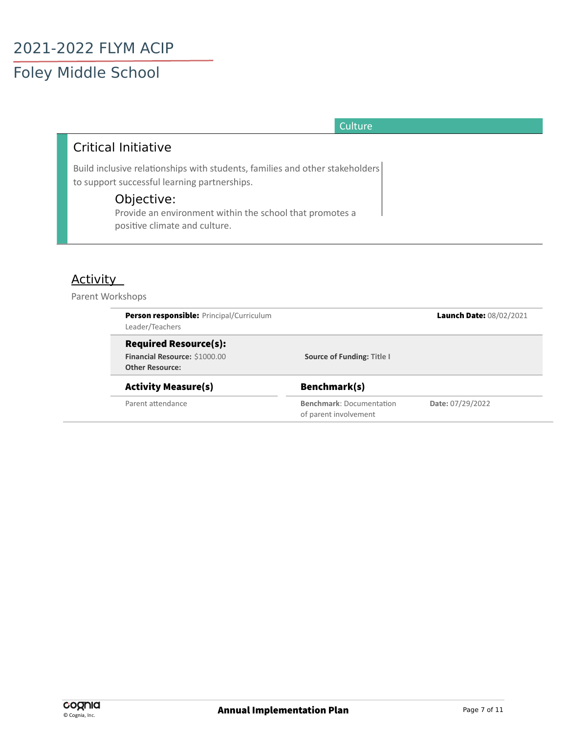Culture

## Critical Initiative

Build inclusive relationships with students, families and other stakeholders to support successful learning partnerships.

### Objective:

Provide an environment within the school that promotes a positive climate and culture.

## Activity

Parent Workshops

**Person responsible:** Principal/Curriculum Leader/Teachers

**Launch Date:** 08/02/2021

**Required Resource(s):**

**Financial Resource:** $1000.00

**Source of Funding:** Title I

**Other Resource:**

| Activity Measure(s) | Benchmark(s) | |
|---|---|---|
| Parent attendance | **Benchmark**: Documentation of parent involvement | **Date:** 07/29/2022 |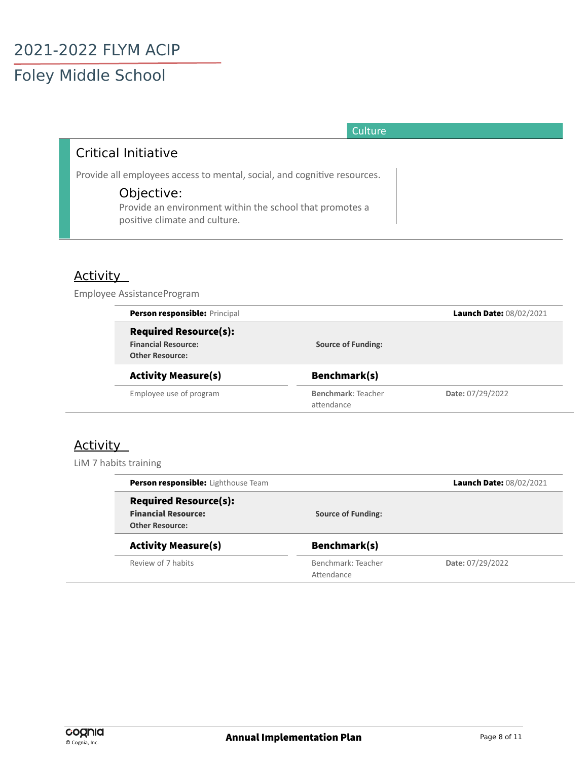# 2021-2022 FLYM ACIP

## Foley Middle School

Culture

### Critical Initiative

Provide all employees access to mental, social, and cognitive resources.

**Objective:**
Provide an environment within the school that promotes a positive climate and culture.

### Activity

Employee AssistanceProgram

**Person responsible:** Principal  **Launch Date:** 08/02/2021

**Required Resource(s):**
**Financial Resource:**  **Source of Funding:**
**Other Resource:**

| Activity Measure(s) | Benchmark(s) | |
|---|---|---|
| Employee use of program | **Benchmark**: Teacher attendance | **Date:** 07/29/2022 |

### Activity

LiM 7 habits training

**Person responsible:** Lighthouse Team  **Launch Date:** 08/02/2021

**Required Resource(s):**
**Financial Resource:**  **Source of Funding:**
**Other Resource:**

| Activity Measure(s) | Benchmark(s) | |
|---|---|---|
| Review of 7 habits | Benchmark: Teacher Attendance | **Date:** 07/29/2022 |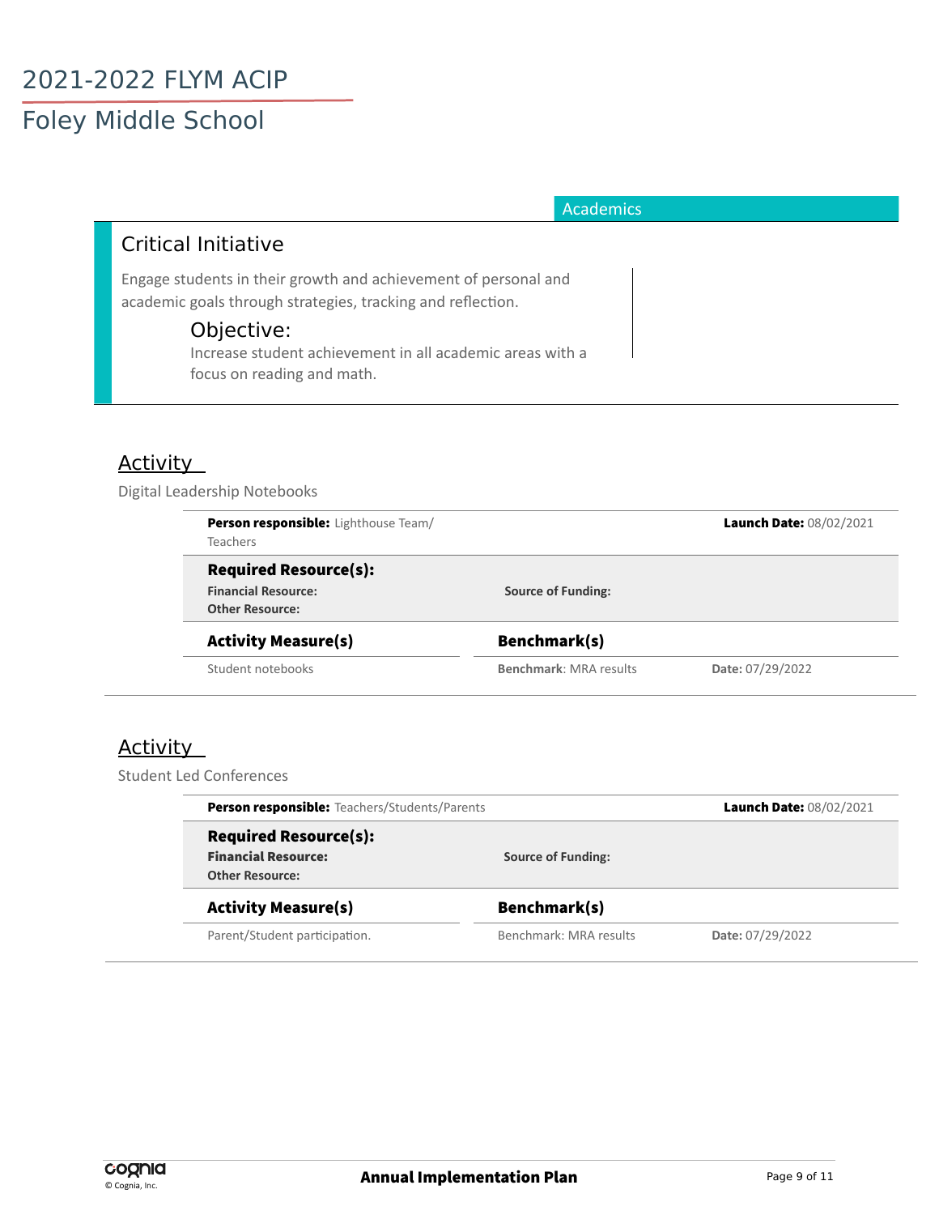Academics

## Critical Initiative

Engage students in their growth and achievement of personal and academic goals through strategies, tracking and reflection.

### Objective:

Increase student achievement in all academic areas with a focus on reading and math.

## Activity

Digital Leadership Notebooks

**Person responsible:** Lighthouse Team/ Teachers

**Launch Date:** 08/02/2021

**Required Resource(s):**

**Financial Resource:**

**Source of Funding:**

**Other Resource:**

| **Activity Measure(s)** | **Benchmark(s)** | |
|---|---|---|
| Student notebooks | **Benchmark**: MRA results | **Date:** 07/29/2022 |

## Activity

Student Led Conferences

**Person responsible:** Teachers/Students/Parents

**Launch Date:** 08/02/2021

**Required Resource(s):**

**Financial Resource:**

**Source of Funding:**

**Other Resource:**

| **Activity Measure(s)** | **Benchmark(s)** | |
|---|---|---|
| Parent/Student participation. | Benchmark: MRA results | **Date:** 07/29/2022 |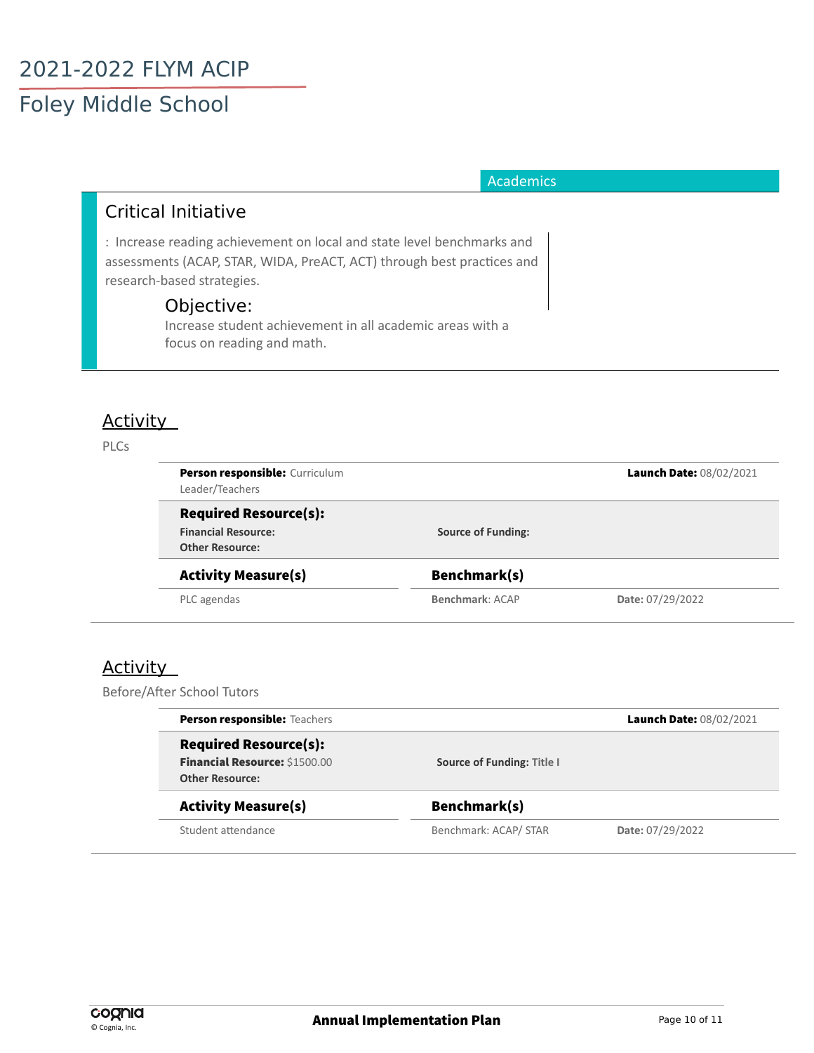# 2021-2022 FLYM ACIP

## Foley Middle School

Academics

### Critical Initiative

: Increase reading achievement on local and state level benchmarks and assessments (ACAP, STAR, WIDA, PreACT, ACT) through best practices and research-based strategies.

#### Objective:

Increase student achievement in all academic areas with a focus on reading and math.

### Activity

PLCs

**Person responsible:** Curriculum Leader/Teachers

**Launch Date:** 08/02/2021

**Required Resource(s):**

**Financial Resource:**

**Source of Funding:**

**Other Resource:**

| Activity Measure(s) | Benchmark(s) | |
|---|---|---|
| PLC agendas | **Benchmark**: ACAP | **Date:** 07/29/2022 |

### Activity

Before/After School Tutors

**Person responsible:** Teachers

**Launch Date:** 08/02/2021

**Required Resource(s):**

**Financial Resource:** $1500.00

**Source of Funding:** Title I

**Other Resource:**

| Activity Measure(s) | Benchmark(s) | |
|---|---|---|
| Student attendance | Benchmark: ACAP/ STAR | **Date:** 07/29/2022 |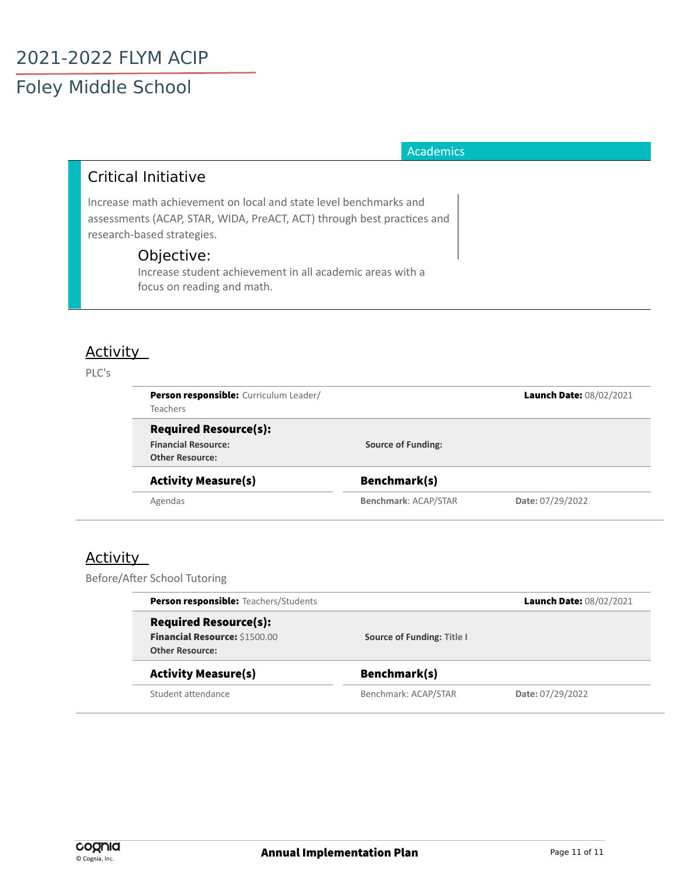# 2021-2022 FLYM ACIP

## Foley Middle School

Academics

### Critical Initiative

Increase math achievement on local and state level benchmarks and assessments (ACAP, STAR, WIDA, PreACT, ACT) through best practices and research-based strategies.

#### Objective:

Increase student achievement in all academic areas with a focus on reading and math.

### Activity

PLC's

**Person responsible:** Curriculum Leader/ Teachers

**Launch Date:** 08/02/2021

**Required Resource(s):**

**Financial Resource:**

**Source of Funding:**

**Other Resource:**

| Activity Measure(s) | Benchmark(s) | |
|---|---|---|
| Agendas | **Benchmark**: ACAP/STAR | **Date:** 07/29/2022 |

### Activity

Before/After School Tutoring

**Person responsible:** Teachers/Students

**Launch Date:** 08/02/2021

**Required Resource(s):**

**Financial Resource:** $1500.00

**Source of Funding:** Title I

**Other Resource:**

| Activity Measure(s) | Benchmark(s) | |
|---|---|---|
| Student attendance | Benchmark: ACAP/STAR | **Date:** 07/29/2022 |